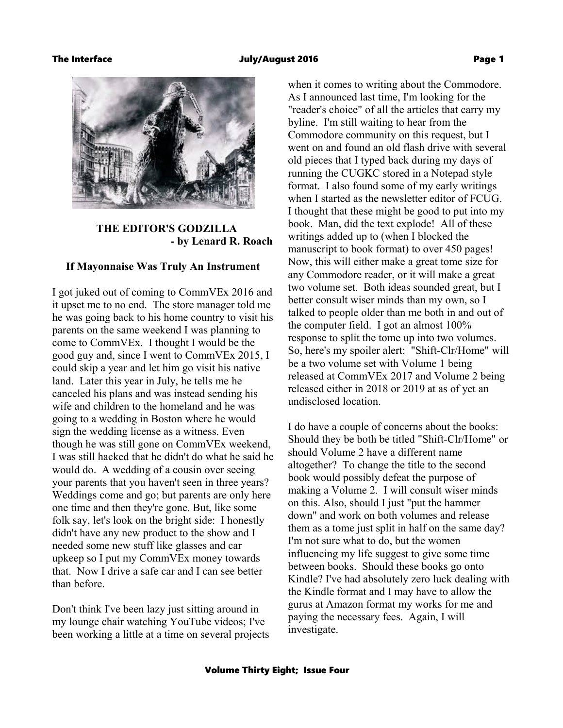## THE EDITOR'S GODZILLA
**- by Lenard R. Roach**

### If Mayonnaise Was Truly An Instrument

I got juked out of coming to CommVEx 2016 and it upset me to no end. The store manager told me he was going back to his home country to visit his parents on the same weekend I was planning to come to CommVEx. I thought I would be the good guy and, since I went to CommVEx 2015, I could skip a year and let him go visit his native land. Later this year in July, he tells me he canceled his plans and was instead sending his wife and children to the homeland and he was going to a wedding in Boston where he would sign the wedding license as a witness. Even though he was still gone on CommVEx weekend, I was still hacked that he didn't do what he said he would do. A wedding of a cousin over seeing your parents that you haven't seen in three years? Weddings come and go; but parents are only here one time and then they're gone. But, like some folk say, let's look on the bright side: I honestly didn't have any new product to the show and I needed some new stuff like glasses and car upkeep so I put my CommVEx money towards that. Now I drive a safe car and I can see better than before.

Don't think I've been lazy just sitting around in my lounge chair watching YouTube videos; I've been working a little at a time on several projects when it comes to writing about the Commodore. As I announced last time, I'm looking for the "reader's choice" of all the articles that carry my byline. I'm still waiting to hear from the Commodore community on this request, but I went on and found an old flash drive with several old pieces that I typed back during my days of running the CUGKC stored in a Notepad style format. I also found some of my early writings when I started as the newsletter editor of FCUG. I thought that these might be good to put into my book. Man, did the text explode! All of these writings added up to (when I blocked the manuscript to book format) to over 450 pages! Now, this will either make a great tome size for any Commodore reader, or it will make a great two volume set. Both ideas sounded great, but I better consult wiser minds than my own, so I talked to people older than me both in and out of the computer field. I got an almost 100% response to split the tome up into two volumes. So, here's my spoiler alert: "Shift-Clr/Home" will be a two volume set with Volume 1 being released at CommVEx 2017 and Volume 2 being released either in 2018 or 2019 at as of yet an undisclosed location.

I do have a couple of concerns about the books: Should they be both be titled "Shift-Clr/Home" or should Volume 2 have a different name altogether? To change the title to the second book would possibly defeat the purpose of making a Volume 2. I will consult wiser minds on this. Also, should I just "put the hammer down" and work on both volumes and release them as a tome just split in half on the same day? I'm not sure what to do, but the women influencing my life suggest to give some time between books. Should these books go onto Kindle? I've had absolutely zero luck dealing with the Kindle format and I may have to allow the gurus at Amazon format my works for me and paying the necessary fees. Again, I will investigate.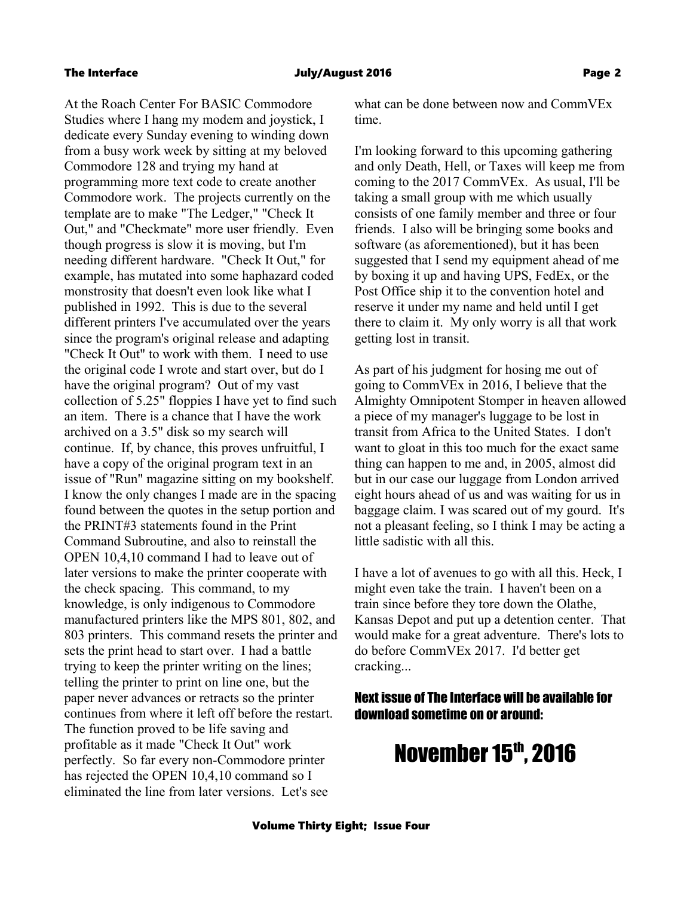At the Roach Center For BASIC Commodore Studies where I hang my modem and joystick, I dedicate every Sunday evening to winding down from a busy work week by sitting at my beloved Commodore 128 and trying my hand at programming more text code to create another Commodore work. The projects currently on the template are to make "The Ledger," "Check It Out," and "Checkmate" more user friendly. Even though progress is slow it is moving, but I'm needing different hardware. "Check It Out," for example, has mutated into some haphazard coded monstrosity that doesn't even look like what I published in 1992. This is due to the several different printers I've accumulated over the years since the program's original release and adapting "Check It Out" to work with them. I need to use the original code I wrote and start over, but do I have the original program? Out of my vast collection of 5.25" floppies I have yet to find such an item. There is a chance that I have the work archived on a 3.5" disk so my search will continue. If, by chance, this proves unfruitful, I have a copy of the original program text in an issue of "Run" magazine sitting on my bookshelf. I know the only changes I made are in the spacing found between the quotes in the setup portion and the PRINT#3 statements found in the Print Command Subroutine, and also to reinstall the OPEN 10,4,10 command I had to leave out of later versions to make the printer cooperate with the check spacing. This command, to my knowledge, is only indigenous to Commodore manufactured printers like the MPS 801, 802, and 803 printers. This command resets the printer and sets the print head to start over. I had a battle trying to keep the printer writing on the lines; telling the printer to print on line one, but the paper never advances or retracts so the printer continues from where it left off before the restart. The function proved to be life saving and profitable as it made "Check It Out" work perfectly. So far every non-Commodore printer has rejected the OPEN 10,4,10 command so I eliminated the line from later versions. Let's see what can be done between now and CommVEx time.

I'm looking forward to this upcoming gathering and only Death, Hell, or Taxes will keep me from coming to the 2017 CommVEx. As usual, I'll be taking a small group with me which usually consists of one family member and three or four friends. I also will be bringing some books and software (as aforementioned), but it has been suggested that I send my equipment ahead of me by boxing it up and having UPS, FedEx, or the Post Office ship it to the convention hotel and reserve it under my name and held until I get there to claim it. My only worry is all that work getting lost in transit.

As part of his judgment for hosing me out of going to CommVEx in 2016, I believe that the Almighty Omnipotent Stomper in heaven allowed a piece of my manager's luggage to be lost in transit from Africa to the United States. I don't want to gloat in this too much for the exact same thing can happen to me and, in 2005, almost did but in our case our luggage from London arrived eight hours ahead of us and was waiting for us in baggage claim. I was scared out of my gourd. It's not a pleasant feeling, so I think I may be acting a little sadistic with all this.

I have a lot of avenues to go with all this. Heck, I might even take the train. I haven't been on a train since before they tore down the Olathe, Kansas Depot and put up a detention center. That would make for a great adventure. There's lots to do before CommVEx 2017. I'd better get cracking...

**Next issue of The Interface will be available for download sometime on or around:**

# November 15th, 2016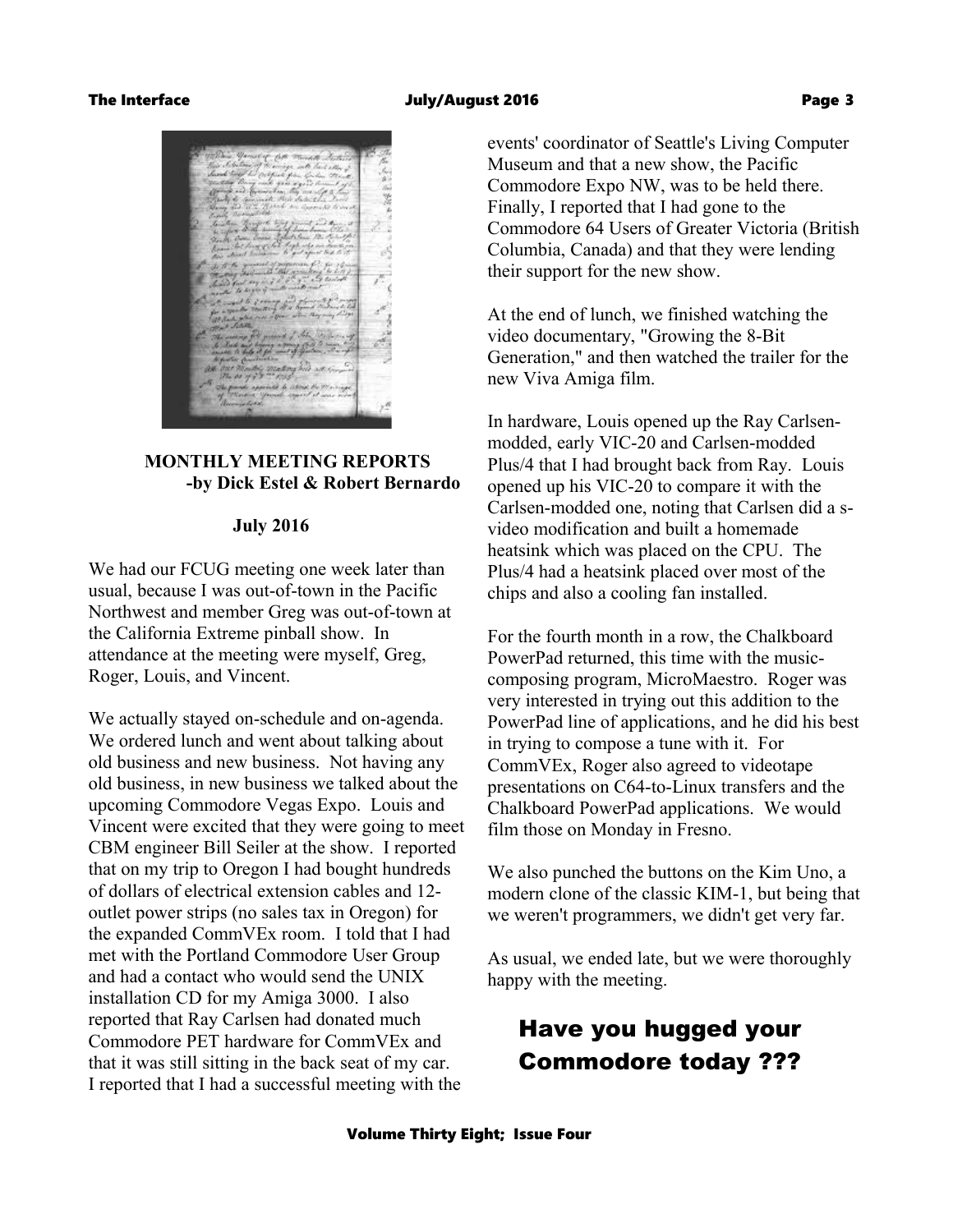## MONTHLY MEETING REPORTS
**-by Dick Estel & Robert Bernardo**

**July 2016**

We had our FCUG meeting one week later than usual, because I was out-of-town in the Pacific Northwest and member Greg was out-of-town at the California Extreme pinball show. In attendance at the meeting were myself, Greg, Roger, Louis, and Vincent.

We actually stayed on-schedule and on-agenda. We ordered lunch and went about talking about old business and new business. Not having any old business, in new business we talked about the upcoming Commodore Vegas Expo. Louis and Vincent were excited that they were going to meet CBM engineer Bill Seiler at the show. I reported that on my trip to Oregon I had bought hundreds of dollars of electrical extension cables and 12-outlet power strips (no sales tax in Oregon) for the expanded CommVEx room. I told that I had met with the Portland Commodore User Group and had a contact who would send the UNIX installation CD for my Amiga 3000. I also reported that Ray Carlsen had donated much Commodore PET hardware for CommVEx and that it was still sitting in the back seat of my car. I reported that I had a successful meeting with the events' coordinator of Seattle's Living Computer Museum and that a new show, the Pacific Commodore Expo NW, was to be held there. Finally, I reported that I had gone to the Commodore 64 Users of Greater Victoria (British Columbia, Canada) and that they were lending their support for the new show.

At the end of lunch, we finished watching the video documentary, "Growing the 8-Bit Generation," and then watched the trailer for the new Viva Amiga film.

In hardware, Louis opened up the Ray Carlsen-modded, early VIC-20 and Carlsen-modded Plus/4 that I had brought back from Ray. Louis opened up his VIC-20 to compare it with the Carlsen-modded one, noting that Carlsen did a s-video modification and built a homemade heatsink which was placed on the CPU. The Plus/4 had a heatsink placed over most of the chips and also a cooling fan installed.

For the fourth month in a row, the Chalkboard PowerPad returned, this time with the music-composing program, MicroMaestro. Roger was very interested in trying out this addition to the PowerPad line of applications, and he did his best in trying to compose a tune with it. For CommVEx, Roger also agreed to videotape presentations on C64-to-Linux transfers and the Chalkboard PowerPad applications. We would film those on Monday in Fresno.

We also punched the buttons on the Kim Uno, a modern clone of the classic KIM-1, but being that we weren't programmers, we didn't get very far.

As usual, we ended late, but we were thoroughly happy with the meeting.

## Have you hugged your Commodore today ???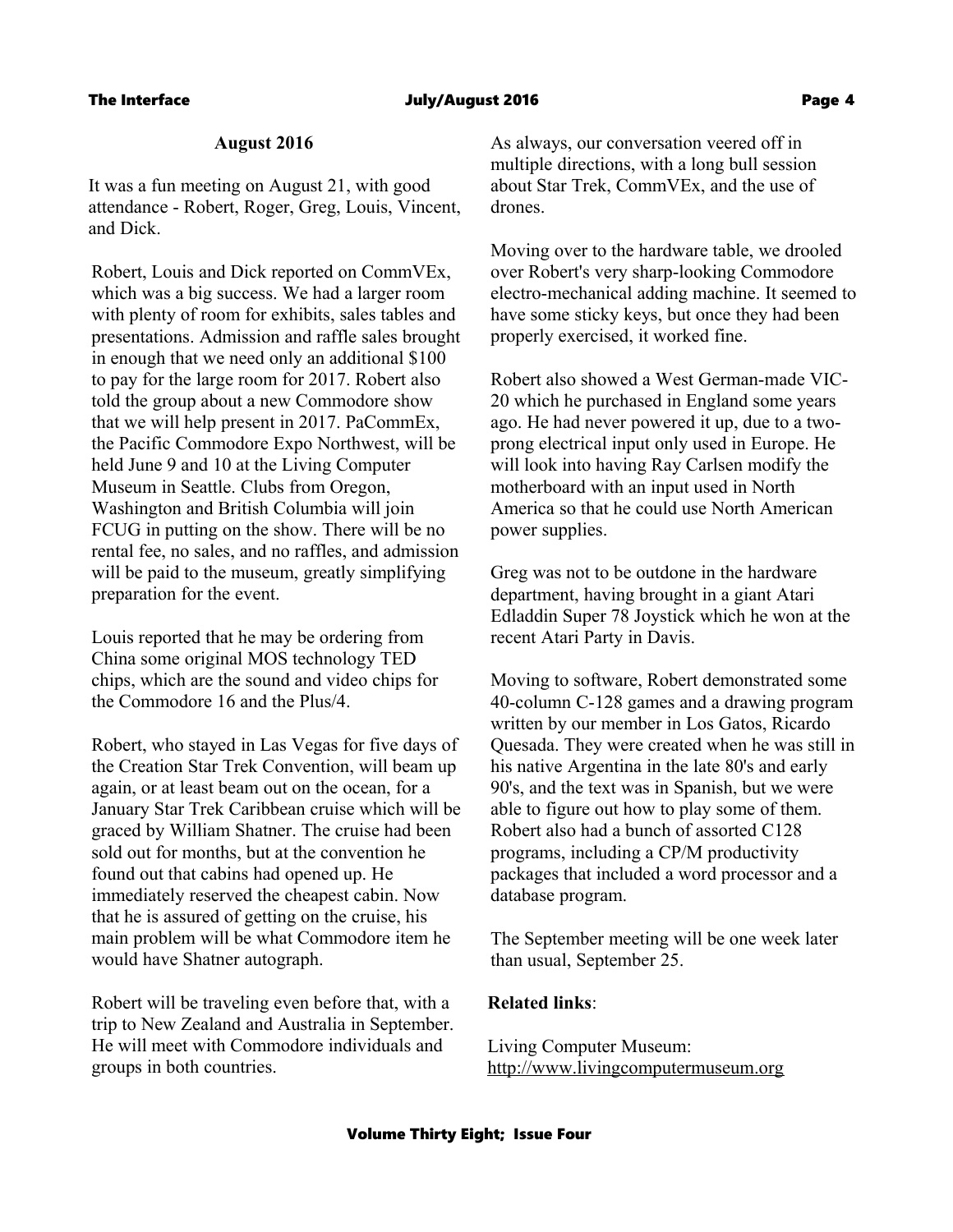## August 2016

It was a fun meeting on August 21, with good attendance - Robert, Roger, Greg, Louis, Vincent, and Dick.

Robert, Louis and Dick reported on CommVEx, which was a big success. We had a larger room with plenty of room for exhibits, sales tables and presentations. Admission and raffle sales brought in enough that we need only an additional $100 to pay for the large room for 2017. Robert also told the group about a new Commodore show that we will help present in 2017. PaCommEx, the Pacific Commodore Expo Northwest, will be held June 9 and 10 at the Living Computer Museum in Seattle. Clubs from Oregon, Washington and British Columbia will join FCUG in putting on the show. There will be no rental fee, no sales, and no raffles, and admission will be paid to the museum, greatly simplifying preparation for the event.

Louis reported that he may be ordering from China some original MOS technology TED chips, which are the sound and video chips for the Commodore 16 and the Plus/4.

Robert, who stayed in Las Vegas for five days of the Creation Star Trek Convention, will beam up again, or at least beam out on the ocean, for a January Star Trek Caribbean cruise which will be graced by William Shatner. The cruise had been sold out for months, but at the convention he found out that cabins had opened up. He immediately reserved the cheapest cabin. Now that he is assured of getting on the cruise, his main problem will be what Commodore item he would have Shatner autograph.

Robert will be traveling even before that, with a trip to New Zealand and Australia in September. He will meet with Commodore individuals and groups in both countries.

As always, our conversation veered off in multiple directions, with a long bull session about Star Trek, CommVEx, and the use of drones.

Moving over to the hardware table, we drooled over Robert's very sharp-looking Commodore electro-mechanical adding machine. It seemed to have some sticky keys, but once they had been properly exercised, it worked fine.

Robert also showed a West German-made VIC-20 which he purchased in England some years ago. He had never powered it up, due to a two-prong electrical input only used in Europe. He will look into having Ray Carlsen modify the motherboard with an input used in North America so that he could use North American power supplies.

Greg was not to be outdone in the hardware department, having brought in a giant Atari Edladdin Super 78 Joystick which he won at the recent Atari Party in Davis.

Moving to software, Robert demonstrated some 40-column C-128 games and a drawing program written by our member in Los Gatos, Ricardo Quesada. They were created when he was still in his native Argentina in the late 80's and early 90's, and the text was in Spanish, but we were able to figure out how to play some of them. Robert also had a bunch of assorted C128 programs, including a CP/M productivity packages that included a word processor and a database program.

The September meeting will be one week later than usual, September 25.

**Related links**:

Living Computer Museum:
http://www.livingcomputermuseum.org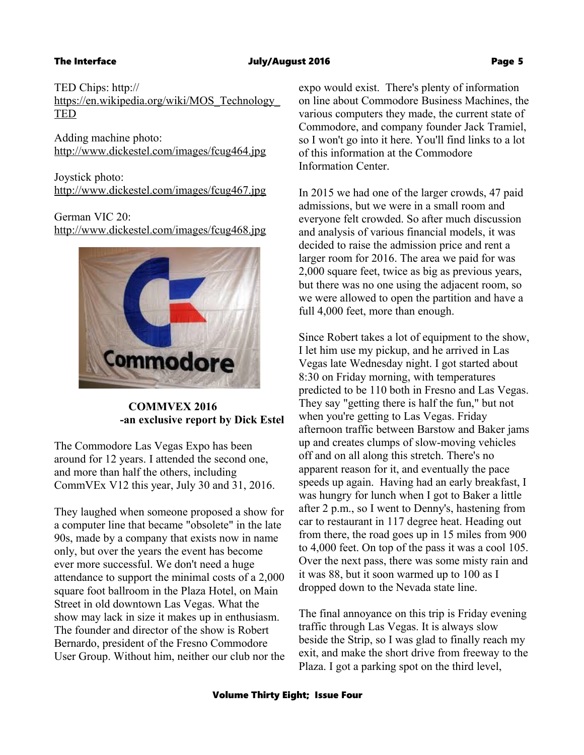TED Chips: http://
https://en.wikipedia.org/wiki/MOS_Technology_TED

Adding machine photo:
http://www.dickestel.com/images/fcug464.jpg

Joystick photo:
http://www.dickestel.com/images/fcug467.jpg

German VIC 20:
http://www.dickestel.com/images/fcug468.jpg

**COMMVEX 2016**
**-an exclusive report by Dick Estel**

The Commodore Las Vegas Expo has been around for 12 years. I attended the second one, and more than half the others, including CommVEx V12 this year, July 30 and 31, 2016.

They laughed when someone proposed a show for a computer line that became "obsolete" in the late 90s, made by a company that exists now in name only, but over the years the event has become ever more successful. We don't need a huge attendance to support the minimal costs of a 2,000 square foot ballroom in the Plaza Hotel, on Main Street in old downtown Las Vegas. What the show may lack in size it makes up in enthusiasm. The founder and director of the show is Robert Bernardo, president of the Fresno Commodore User Group. Without him, neither our club nor the expo would exist. There's plenty of information on line about Commodore Business Machines, the various computers they made, the current state of Commodore, and company founder Jack Tramiel, so I won't go into it here. You'll find links to a lot of this information at the Commodore Information Center.

In 2015 we had one of the larger crowds, 47 paid admissions, but we were in a small room and everyone felt crowded. So after much discussion and analysis of various financial models, it was decided to raise the admission price and rent a larger room for 2016. The area we paid for was 2,000 square feet, twice as big as previous years, but there was no one using the adjacent room, so we were allowed to open the partition and have a full 4,000 feet, more than enough.

Since Robert takes a lot of equipment to the show, I let him use my pickup, and he arrived in Las Vegas late Wednesday night. I got started about 8:30 on Friday morning, with temperatures predicted to be 110 both in Fresno and Las Vegas. They say "getting there is half the fun," but not when you're getting to Las Vegas. Friday afternoon traffic between Barstow and Baker jams up and creates clumps of slow-moving vehicles off and on all along this stretch. There's no apparent reason for it, and eventually the pace speeds up again. Having had an early breakfast, I was hungry for lunch when I got to Baker a little after 2 p.m., so I went to Denny's, hastening from car to restaurant in 117 degree heat. Heading out from there, the road goes up in 15 miles from 900 to 4,000 feet. On top of the pass it was a cool 105. Over the next pass, there was some misty rain and it was 88, but it soon warmed up to 100 as I dropped down to the Nevada state line.

The final annoyance on this trip is Friday evening traffic through Las Vegas. It is always slow beside the Strip, so I was glad to finally reach my exit, and make the short drive from freeway to the Plaza. I got a parking spot on the third level,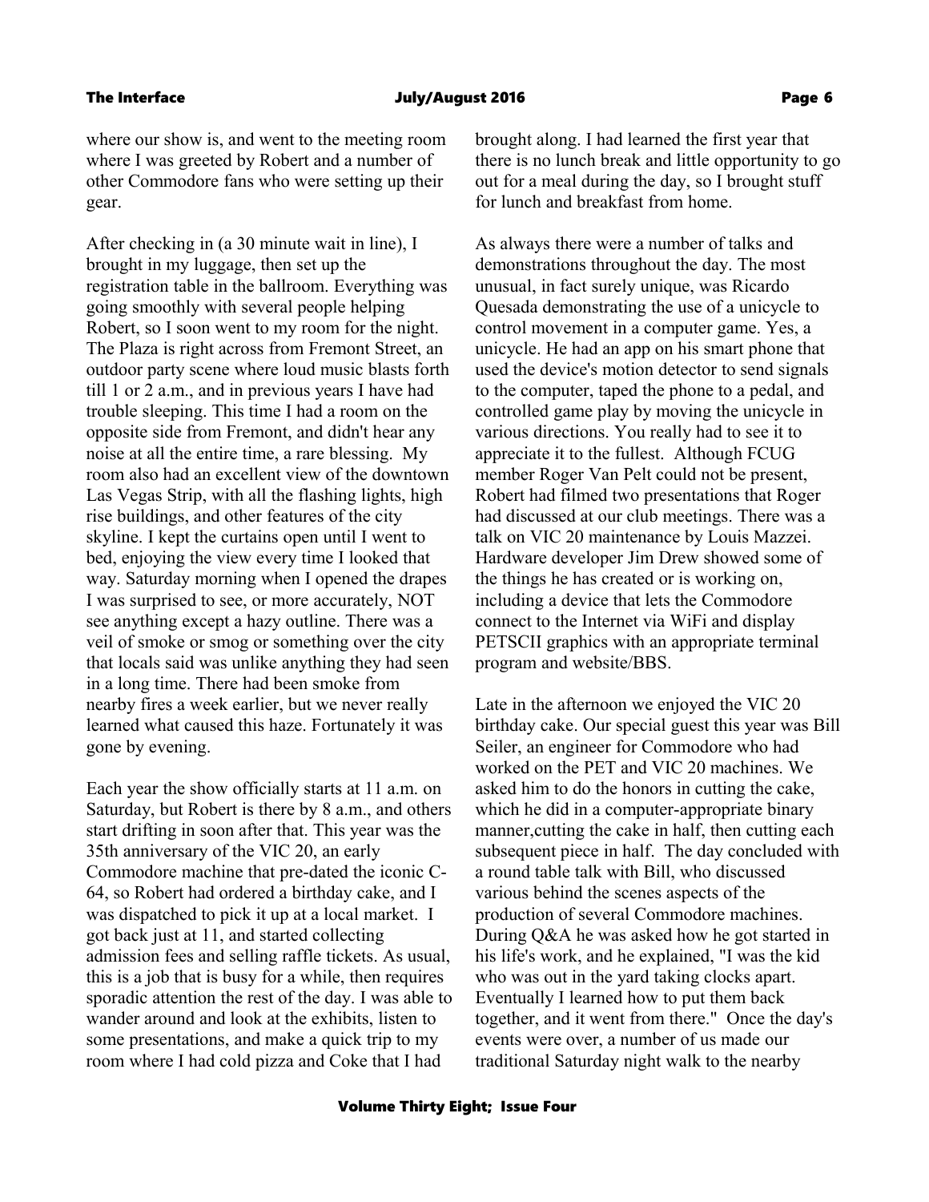where our show is, and went to the meeting room where I was greeted by Robert and a number of other Commodore fans who were setting up their gear.

After checking in (a 30 minute wait in line), I brought in my luggage, then set up the registration table in the ballroom. Everything was going smoothly with several people helping Robert, so I soon went to my room for the night. The Plaza is right across from Fremont Street, an outdoor party scene where loud music blasts forth till 1 or 2 a.m., and in previous years I have had trouble sleeping. This time I had a room on the opposite side from Fremont, and didn't hear any noise at all the entire time, a rare blessing. My room also had an excellent view of the downtown Las Vegas Strip, with all the flashing lights, high rise buildings, and other features of the city skyline. I kept the curtains open until I went to bed, enjoying the view every time I looked that way. Saturday morning when I opened the drapes I was surprised to see, or more accurately, NOT see anything except a hazy outline. There was a veil of smoke or smog or something over the city that locals said was unlike anything they had seen in a long time. There had been smoke from nearby fires a week earlier, but we never really learned what caused this haze. Fortunately it was gone by evening.

Each year the show officially starts at 11 a.m. on Saturday, but Robert is there by 8 a.m., and others start drifting in soon after that. This year was the 35th anniversary of the VIC 20, an early Commodore machine that pre-dated the iconic C-64, so Robert had ordered a birthday cake, and I was dispatched to pick it up at a local market. I got back just at 11, and started collecting admission fees and selling raffle tickets. As usual, this is a job that is busy for a while, then requires sporadic attention the rest of the day. I was able to wander around and look at the exhibits, listen to some presentations, and make a quick trip to my room where I had cold pizza and Coke that I had brought along. I had learned the first year that there is no lunch break and little opportunity to go out for a meal during the day, so I brought stuff for lunch and breakfast from home.

As always there were a number of talks and demonstrations throughout the day. The most unusual, in fact surely unique, was Ricardo Quesada demonstrating the use of a unicycle to control movement in a computer game. Yes, a unicycle. He had an app on his smart phone that used the device's motion detector to send signals to the computer, taped the phone to a pedal, and controlled game play by moving the unicycle in various directions. You really had to see it to appreciate it to the fullest. Although FCUG member Roger Van Pelt could not be present, Robert had filmed two presentations that Roger had discussed at our club meetings. There was a talk on VIC 20 maintenance by Louis Mazzei. Hardware developer Jim Drew showed some of the things he has created or is working on, including a device that lets the Commodore connect to the Internet via WiFi and display PETSCII graphics with an appropriate terminal program and website/BBS.

Late in the afternoon we enjoyed the VIC 20 birthday cake. Our special guest this year was Bill Seiler, an engineer for Commodore who had worked on the PET and VIC 20 machines. We asked him to do the honors in cutting the cake, which he did in a computer-appropriate binary manner,cutting the cake in half, then cutting each subsequent piece in half. The day concluded with a round table talk with Bill, who discussed various behind the scenes aspects of the production of several Commodore machines. During Q&A he was asked how he got started in his life's work, and he explained, "I was the kid who was out in the yard taking clocks apart. Eventually I learned how to put them back together, and it went from there." Once the day's events were over, a number of us made our traditional Saturday night walk to the nearby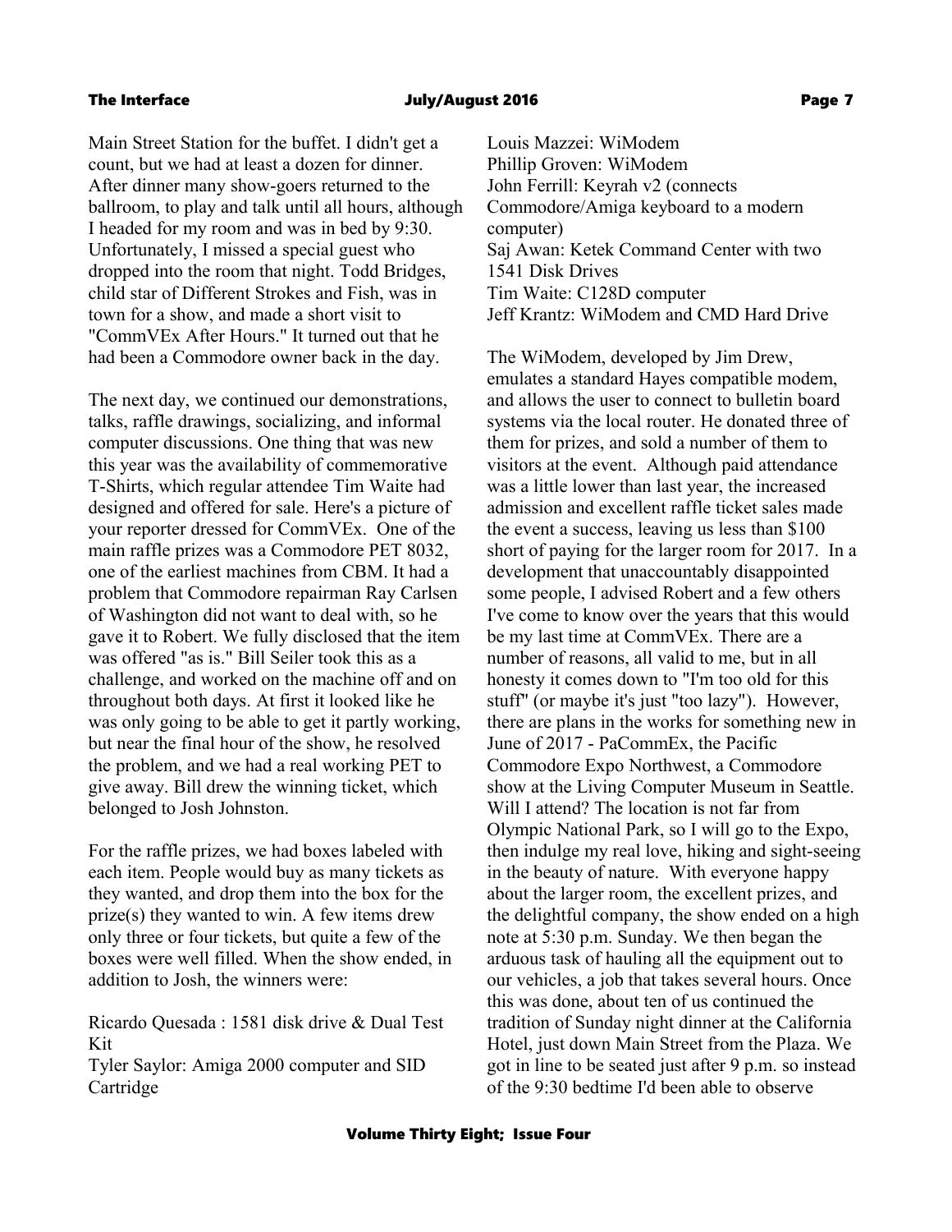Main Street Station for the buffet. I didn't get a count, but we had at least a dozen for dinner. After dinner many show-goers returned to the ballroom, to play and talk until all hours, although I headed for my room and was in bed by 9:30. Unfortunately, I missed a special guest who dropped into the room that night. Todd Bridges, child star of Different Strokes and Fish, was in town for a show, and made a short visit to "CommVEx After Hours." It turned out that he had been a Commodore owner back in the day.

The next day, we continued our demonstrations, talks, raffle drawings, socializing, and informal computer discussions. One thing that was new this year was the availability of commemorative T-Shirts, which regular attendee Tim Waite had designed and offered for sale. Here's a picture of your reporter dressed for CommVEx. One of the main raffle prizes was a Commodore PET 8032, one of the earliest machines from CBM. It had a problem that Commodore repairman Ray Carlsen of Washington did not want to deal with, so he gave it to Robert. We fully disclosed that the item was offered "as is." Bill Seiler took this as a challenge, and worked on the machine off and on throughout both days. At first it looked like he was only going to be able to get it partly working, but near the final hour of the show, he resolved the problem, and we had a real working PET to give away. Bill drew the winning ticket, which belonged to Josh Johnston.

For the raffle prizes, we had boxes labeled with each item. People would buy as many tickets as they wanted, and drop them into the box for the prize(s) they wanted to win. A few items drew only three or four tickets, but quite a few of the boxes were well filled. When the show ended, in addition to Josh, the winners were:

Ricardo Quesada : 1581 disk drive & Dual Test Kit  
Tyler Saylor: Amiga 2000 computer and SID Cartridge  
Louis Mazzei: WiModem  
Phillip Groven: WiModem  
John Ferrill: Keyrah v2 (connects Commodore/Amiga keyboard to a modern computer)  
Saj Awan: Ketek Command Center with two 1541 Disk Drives  
Tim Waite: C128D computer  
Jeff Krantz: WiModem and CMD Hard Drive

The WiModem, developed by Jim Drew, emulates a standard Hayes compatible modem, and allows the user to connect to bulletin board systems via the local router. He donated three of them for prizes, and sold a number of them to visitors at the event. Although paid attendance was a little lower than last year, the increased admission and excellent raffle ticket sales made the event a success, leaving us less than $100 short of paying for the larger room for 2017. In a development that unaccountably disappointed some people, I advised Robert and a few others I've come to know over the years that this would be my last time at CommVEx. There are a number of reasons, all valid to me, but in all honesty it comes down to "I'm too old for this stuff" (or maybe it's just "too lazy"). However, there are plans in the works for something new in June of 2017 - PaCommEx, the Pacific Commodore Expo Northwest, a Commodore show at the Living Computer Museum in Seattle. Will I attend? The location is not far from Olympic National Park, so I will go to the Expo, then indulge my real love, hiking and sight-seeing in the beauty of nature. With everyone happy about the larger room, the excellent prizes, and the delightful company, the show ended on a high note at 5:30 p.m. Sunday. We then began the arduous task of hauling all the equipment out to our vehicles, a job that takes several hours. Once this was done, about ten of us continued the tradition of Sunday night dinner at the California Hotel, just down Main Street from the Plaza. We got in line to be seated just after 9 p.m. so instead of the 9:30 bedtime I'd been able to observe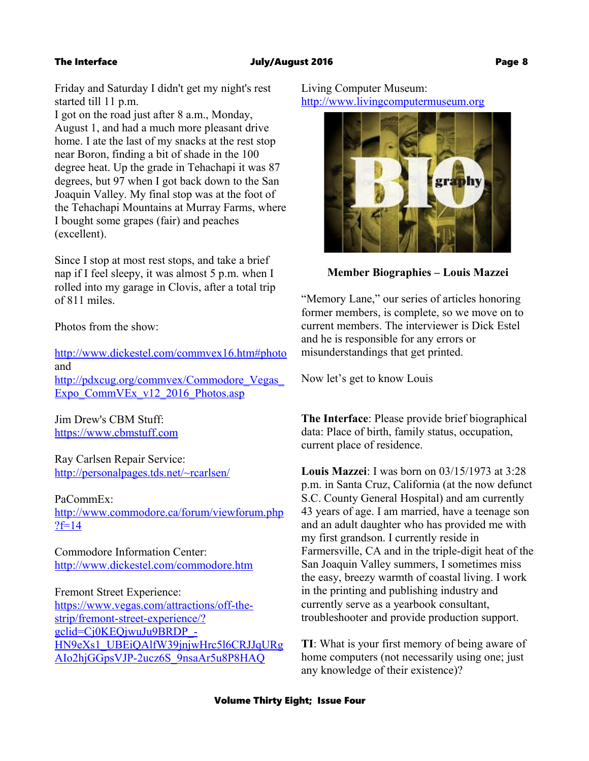Friday and Saturday I didn't get my night's rest started till 11 p.m.
I got on the road just after 8 a.m., Monday, August 1, and had a much more pleasant drive home. I ate the last of my snacks at the rest stop near Boron, finding a bit of shade in the 100 degree heat. Up the grade in Tehachapi it was 87 degrees, but 97 when I got back down to the San Joaquin Valley. My final stop was at the foot of the Tehachapi Mountains at Murray Farms, where I bought some grapes (fair) and peaches (excellent).

Since I stop at most rest stops, and take a brief nap if I feel sleepy, it was almost 5 p.m. when I rolled into my garage in Clovis, after a total trip of 811 miles.

Photos from the show:

http://www.dickestel.com/commvex16.htm#photo
and
http://pdxcug.org/commvex/Commodore_Vegas_Expo_CommVEx_v12_2016_Photos.asp

Jim Drew's CBM Stuff:
https://www.cbmstuff.com

Ray Carlsen Repair Service:
http://personalpages.tds.net/~rcarlsen/

PaCommEx:
http://www.commodore.ca/forum/viewforum.php?f=14

Commodore Information Center:
http://www.dickestel.com/commodore.htm

Fremont Street Experience:
https://www.vegas.com/attractions/off-the-strip/fremont-street-experience/?gclid=Cj0KEQjwuJu9BRDP_-HN9eXs1_UBEiQAlfW39jnjwHrc5l6CRJJqURgAIo2hjGGpsVJP-2ucz6S_9nsaAr5u8P8HAQ

Living Computer Museum:
http://www.livingcomputermuseum.org

**Member Biographies – Louis Mazzei**

"Memory Lane," our series of articles honoring former members, is complete, so we move on to current members. The interviewer is Dick Estel and he is responsible for any errors or misunderstandings that get printed.

Now let's get to know Louis

**The Interface**: Please provide brief biographical data: Place of birth, family status, occupation, current place of residence.

**Louis Mazzei**: I was born on 03/15/1973 at 3:28 p.m. in Santa Cruz, California (at the now defunct S.C. County General Hospital) and am currently 43 years of age. I am married, have a teenage son and an adult daughter who has provided me with my first grandson. I currently reside in Farmersville, CA and in the triple-digit heat of the San Joaquin Valley summers, I sometimes miss the easy, breezy warmth of coastal living. I work in the printing and publishing industry and currently serve as a yearbook consultant, troubleshooter and provide production support.

**TI**: What is your first memory of being aware of home computers (not necessarily using one; just any knowledge of their existence)?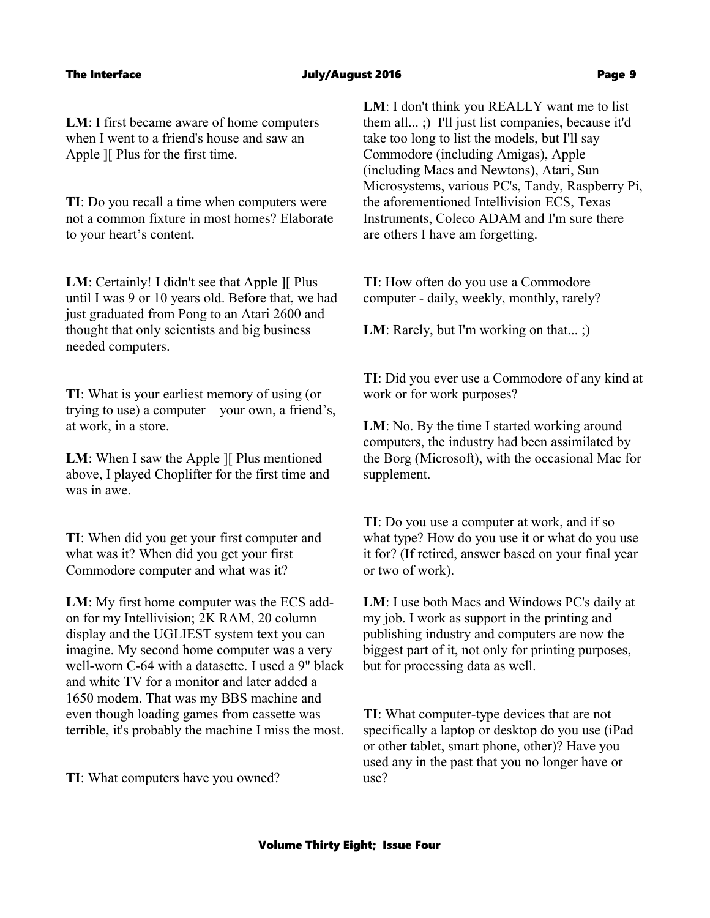**LM**: I first became aware of home computers when I went to a friend's house and saw an Apple ][ Plus for the first time.

**TI**: Do you recall a time when computers were not a common fixture in most homes? Elaborate to your heart's content.

**LM**: Certainly! I didn't see that Apple ][ Plus until I was 9 or 10 years old. Before that, we had just graduated from Pong to an Atari 2600 and thought that only scientists and big business needed computers.

**TI**: What is your earliest memory of using (or trying to use) a computer – your own, a friend's, at work, in a store.

**LM**: When I saw the Apple ][ Plus mentioned above, I played Choplifter for the first time and was in awe.

**TI**: When did you get your first computer and what was it? When did you get your first Commodore computer and what was it?

**LM**: My first home computer was the ECS add-on for my Intellivision; 2K RAM, 20 column display and the UGLIEST system text you can imagine. My second home computer was a very well-worn C-64 with a datasette. I used a 9" black and white TV for a monitor and later added a 1650 modem. That was my BBS machine and even though loading games from cassette was terrible, it's probably the machine I miss the most.

**TI**: What computers have you owned?

**LM**: I don't think you REALLY want me to list them all... ;) I'll just list companies, because it'd take too long to list the models, but I'll say Commodore (including Amigas), Apple (including Macs and Newtons), Atari, Sun Microsystems, various PC's, Tandy, Raspberry Pi, the aforementioned Intellivision ECS, Texas Instruments, Coleco ADAM and I'm sure there are others I have am forgetting.

**TI**: How often do you use a Commodore computer - daily, weekly, monthly, rarely?

**LM**: Rarely, but I'm working on that... ;)

**TI**: Did you ever use a Commodore of any kind at work or for work purposes?

**LM**: No. By the time I started working around computers, the industry had been assimilated by the Borg (Microsoft), with the occasional Mac for supplement.

**TI**: Do you use a computer at work, and if so what type? How do you use it or what do you use it for? (If retired, answer based on your final year or two of work).

**LM**: I use both Macs and Windows PC's daily at my job. I work as support in the printing and publishing industry and computers are now the biggest part of it, not only for printing purposes, but for processing data as well.

**TI**: What computer-type devices that are not specifically a laptop or desktop do you use (iPad or other tablet, smart phone, other)? Have you used any in the past that you no longer have or use?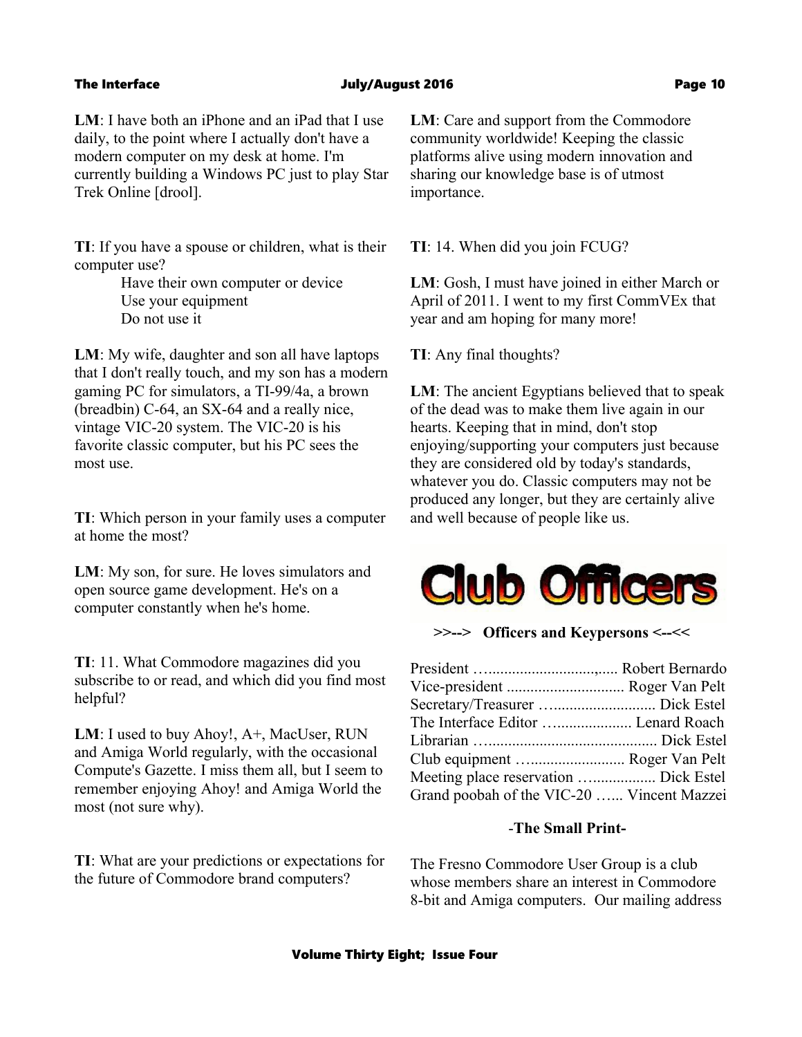**LM**: I have both an iPhone and an iPad that I use daily, to the point where I actually don't have a modern computer on my desk at home. I'm currently building a Windows PC just to play Star Trek Online [drool].

**TI**: If you have a spouse or children, what is their computer use?

Have their own computer or device
Use your equipment
Do not use it

**LM**: My wife, daughter and son all have laptops that I don't really touch, and my son has a modern gaming PC for simulators, a TI-99/4a, a brown (breadbin) C-64, an SX-64 and a really nice, vintage VIC-20 system. The VIC-20 is his favorite classic computer, but his PC sees the most use.

**TI**: Which person in your family uses a computer at home the most?

**LM**: My son, for sure. He loves simulators and open source game development. He's on a computer constantly when he's home.

**TI**: 11. What Commodore magazines did you subscribe to or read, and which did you find most helpful?

**LM**: I used to buy Ahoy!, A+, MacUser, RUN and Amiga World regularly, with the occasional Compute's Gazette. I miss them all, but I seem to remember enjoying Ahoy! and Amiga World the most (not sure why).

**TI**: What are your predictions or expectations for the future of Commodore brand computers?

**LM**: Care and support from the Commodore community worldwide! Keeping the classic platforms alive using modern innovation and sharing our knowledge base is of utmost importance.

**TI**: 14. When did you join FCUG?

**LM**: Gosh, I must have joined in either March or April of 2011. I went to my first CommVEx that year and am hoping for many more!

**TI**: Any final thoughts?

**LM**: The ancient Egyptians believed that to speak of the dead was to make them live again in our hearts. Keeping that in mind, don't stop enjoying/supporting your computers just because they are considered old by today's standards, whatever you do. Classic computers may not be produced any longer, but they are certainly alive and well because of people like us.

# Club Officers

**>>--> Officers and Keypersons <--<<**

President …..............................,..... Robert Bernardo
Vice-president .............................. Roger Van Pelt
Secretary/Treasurer …......................... Dick Estel
The Interface Editor ….................... Lenard Roach
Librarian …........................................... Dick Estel
Club equipment …....................... Roger Van Pelt
Meeting place reservation ….............. Dick Estel
Grand poobah of the VIC-20 …... Vincent Mazzei

**-The Small Print-**

The Fresno Commodore User Group is a club whose members share an interest in Commodore 8-bit and Amiga computers. Our mailing address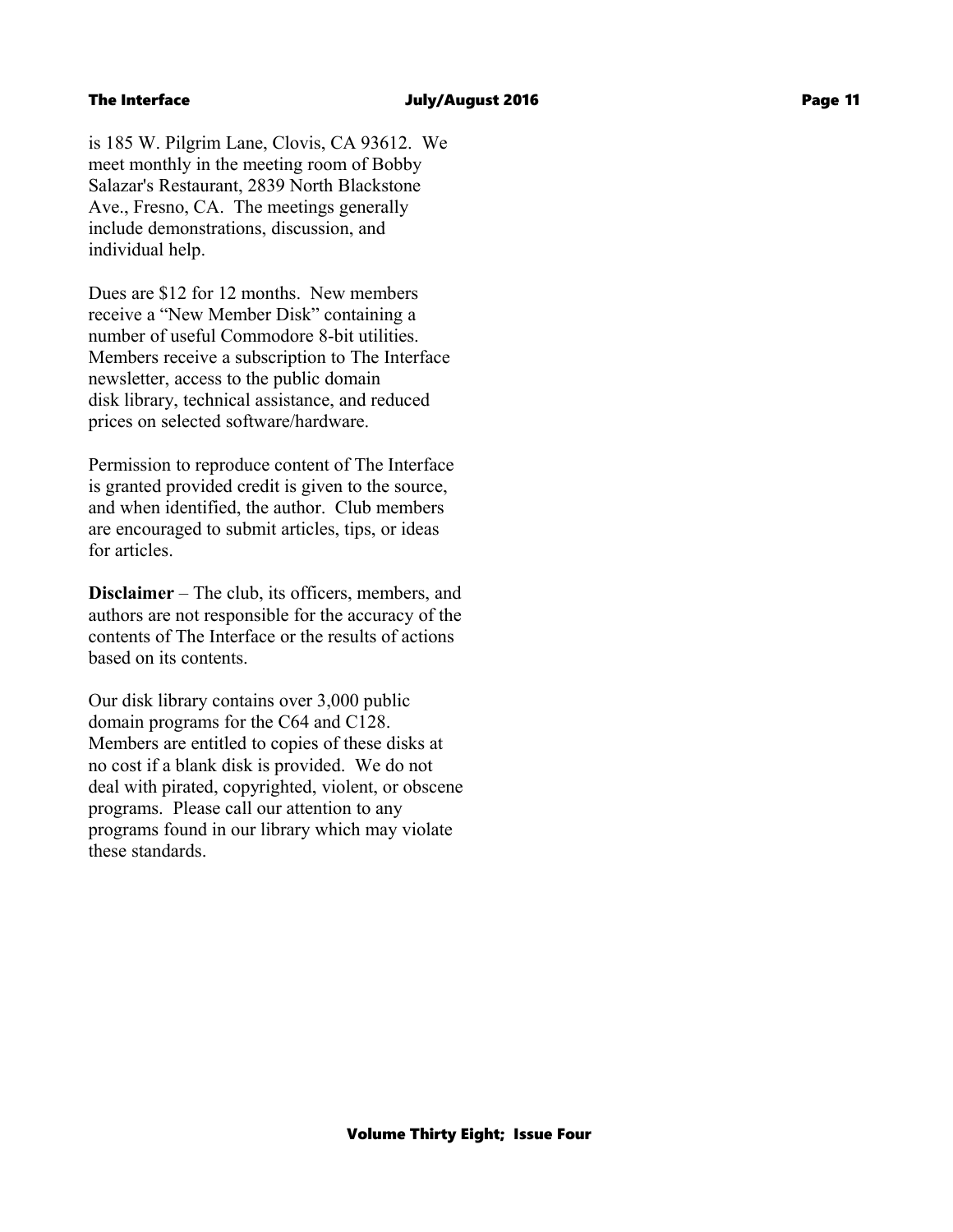is 185 W. Pilgrim Lane, Clovis, CA 93612. We meet monthly in the meeting room of Bobby Salazar's Restaurant, 2839 North Blackstone Ave., Fresno, CA. The meetings generally include demonstrations, discussion, and individual help.

Dues are $12 for 12 months. New members receive a "New Member Disk" containing a number of useful Commodore 8-bit utilities. Members receive a subscription to The Interface newsletter, access to the public domain disk library, technical assistance, and reduced prices on selected software/hardware.

Permission to reproduce content of The Interface is granted provided credit is given to the source, and when identified, the author. Club members are encouraged to submit articles, tips, or ideas for articles.

**Disclaimer** – The club, its officers, members, and authors are not responsible for the accuracy of the contents of The Interface or the results of actions based on its contents.

Our disk library contains over 3,000 public domain programs for the C64 and C128. Members are entitled to copies of these disks at no cost if a blank disk is provided. We do not deal with pirated, copyrighted, violent, or obscene programs. Please call our attention to any programs found in our library which may violate these standards.